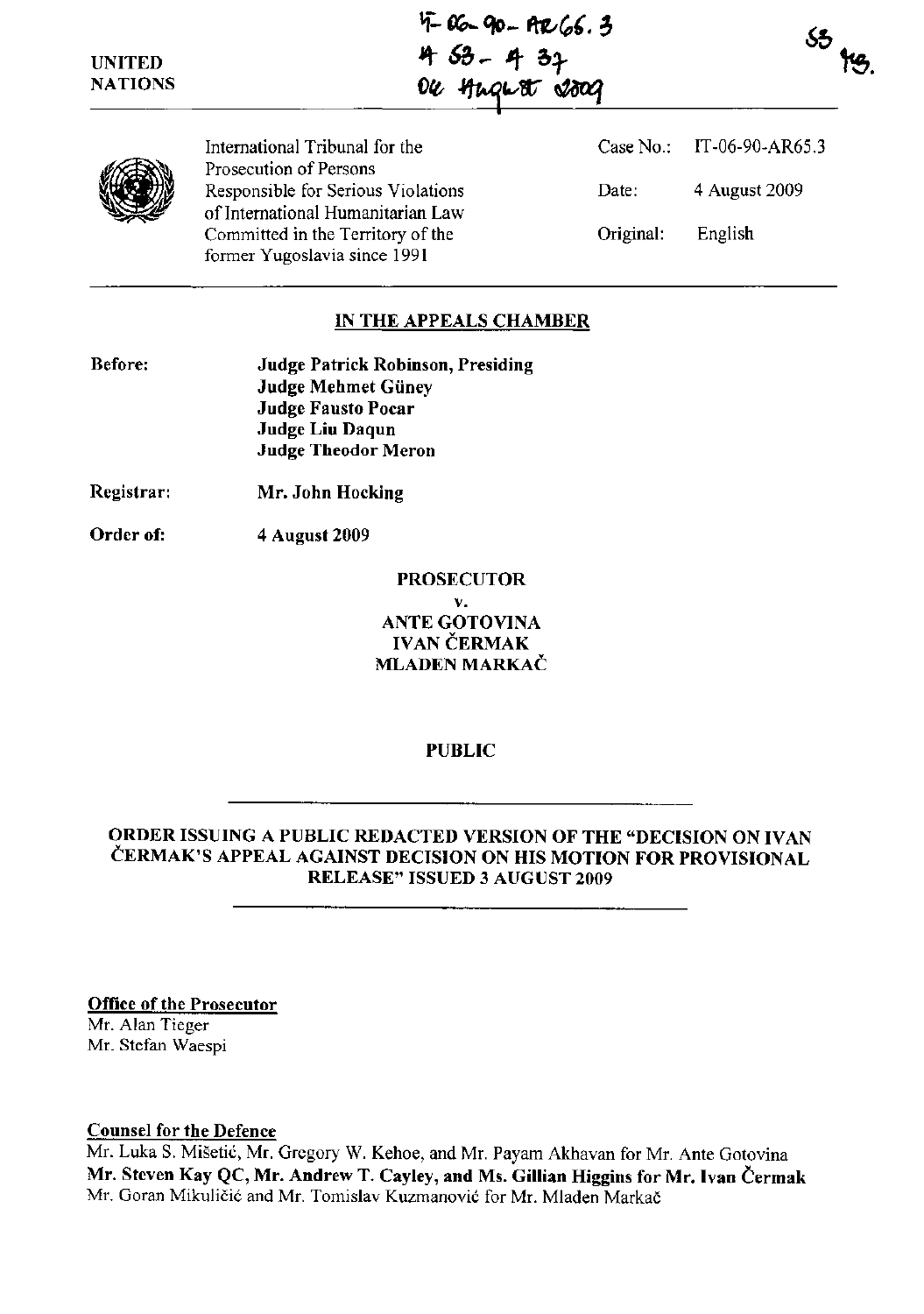IT-06-90-AR65.3
A 53 - A 37
04 August 2009

53 MB.

UNITED NATIONS

International Tribunal for the Prosecution of Persons Responsible for Serious Violations of International Humanitarian Law Committed in the Territory of the former Yugoslavia since 1991

Case No.: IT-06-90-AR65.3

Date: 4 August 2009

Original: English

## IN THE APPEALS CHAMBER

**Before:** **Judge Patrick Robinson, Presiding**
**Judge Mehmet Güney**
**Judge Fausto Pocar**
**Judge Liu Daqun**
**Judge Theodor Meron**

**Registrar:** **Mr. John Hocking**

**Order of:** **4 August 2009**

**PROSECUTOR**

**v.**

**ANTE GOTOVINA**
**IVAN ČERMAK**
**MLADEN MARKAČ**

**PUBLIC**

**ORDER ISSUING A PUBLIC REDACTED VERSION OF THE "DECISION ON IVAN ČERMAK'S APPEAL AGAINST DECISION ON HIS MOTION FOR PROVISIONAL RELEASE" ISSUED 3 AUGUST 2009**

**Office of the Prosecutor**
Mr. Alan Tieger
Mr. Stefan Waespi

**Counsel for the Defence**
Mr. Luka S. Mišetić, Mr. Gregory W. Kehoe, and Mr. Payam Akhavan for Mr. Ante Gotovina
**Mr. Steven Kay QC, Mr. Andrew T. Cayley, and Ms. Gillian Higgins for Mr. Ivan Čermak**
Mr. Goran Mikuličić and Mr. Tomislav Kuzmanović for Mr. Mladen Markač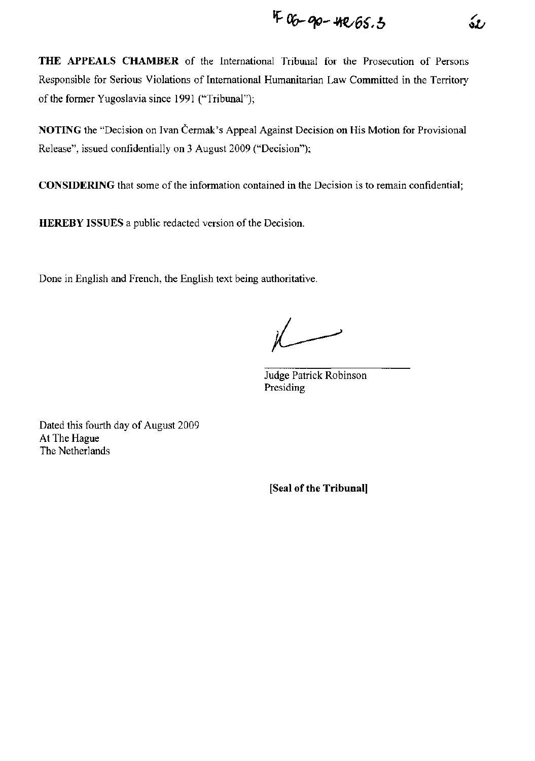**THE APPEALS CHAMBER** of the International Tribunal for the Prosecution of Persons Responsible for Serious Violations of International Humanitarian Law Committed in the Territory of the former Yugoslavia since 1991 ("Tribunal");

**NOTING** the "Decision on Ivan Čermak's Appeal Against Decision on His Motion for Provisional Release", issued confidentially on 3 August 2009 ("Decision");

**CONSIDERING** that some of the information contained in the Decision is to remain confidential;

**HEREBY ISSUES** a public redacted version of the Decision.

Done in English and French, the English text being authoritative.

Judge Patrick Robinson
Presiding

Dated this fourth day of August 2009
At The Hague
The Netherlands

**[Seal of the Tribunal]**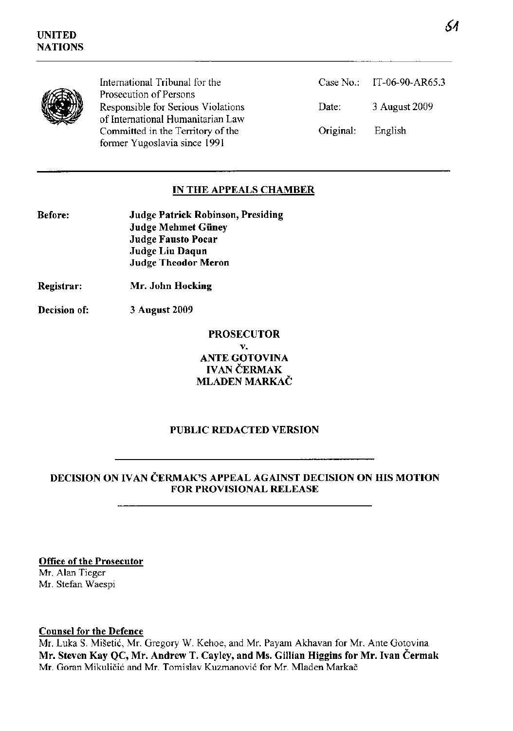**UNITED NATIONS**

International Tribunal for the Prosecution of Persons Responsible for Serious Violations of International Humanitarian Law Committed in the Territory of the former Yugoslavia since 1991

Case No.: IT-06-90-AR65.3

Date: 3 August 2009

Original: English

## IN THE APPEALS CHAMBER

**Before:**
**Judge Patrick Robinson, Presiding**
**Judge Mehmet Güney**
**Judge Fausto Pocar**
**Judge Liu Daqun**
**Judge Theodor Meron**

**Registrar:** **Mr. John Hocking**

**Decision of:** **3 August 2009**

**PROSECUTOR**

**v.**

**ANTE GOTOVINA**
**IVAN ČERMAK**
**MLADEN MARKAČ**

**PUBLIC REDACTED VERSION**

## DECISION ON IVAN ČERMAK'S APPEAL AGAINST DECISION ON HIS MOTION FOR PROVISIONAL RELEASE

**Office of the Prosecutor**
Mr. Alan Tieger
Mr. Stefan Waespi

**Counsel for the Defence**
Mr. Luka S. Mišetić, Mr. Gregory W. Kehoe, and Mr. Payam Akhavan for Mr. Ante Gotovina
**Mr. Steven Kay QC, Mr. Andrew T. Cayley, and Ms. Gillian Higgins for Mr. Ivan Čermak**
Mr. Goran Mikuličić and Mr. Tomislav Kuzmanović for Mr. Mladen Markač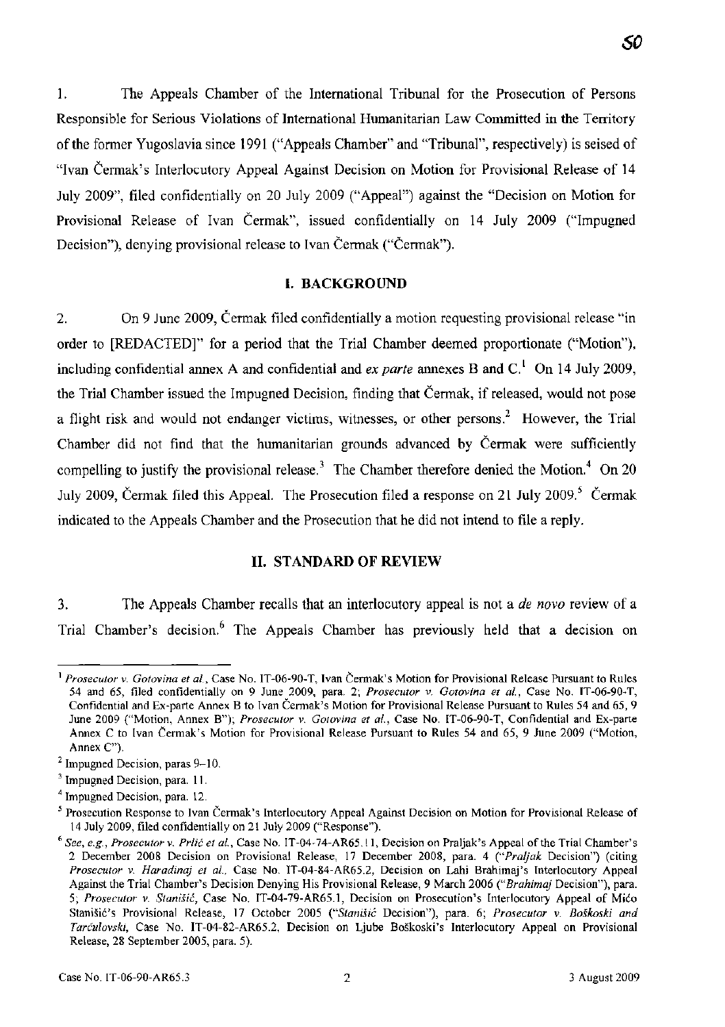1. The Appeals Chamber of the International Tribunal for the Prosecution of Persons Responsible for Serious Violations of International Humanitarian Law Committed in the Territory of the former Yugoslavia since 1991 ("Appeals Chamber" and "Tribunal", respectively) is seised of "Ivan Čermak's Interlocutory Appeal Against Decision on Motion for Provisional Release of 14 July 2009", filed confidentially on 20 July 2009 ("Appeal") against the "Decision on Motion for Provisional Release of Ivan Čermak", issued confidentially on 14 July 2009 ("Impugned Decision"), denying provisional release to Ivan Čermak ("Čermak").

## I. BACKGROUND

2. On 9 June 2009, Čermak filed confidentially a motion requesting provisional release "in order to [REDACTED]" for a period that the Trial Chamber deemed proportionate ("Motion"), including confidential annex A and confidential and *ex parte* annexes B and C.[1] On 14 July 2009, the Trial Chamber issued the Impugned Decision, finding that Čermak, if released, would not pose a flight risk and would not endanger victims, witnesses, or other persons.[2] However, the Trial Chamber did not find that the humanitarian grounds advanced by Čermak were sufficiently compelling to justify the provisional release.[3] The Chamber therefore denied the Motion.[4] On 20 July 2009, Čermak filed this Appeal. The Prosecution filed a response on 21 July 2009.[5] Čermak indicated to the Appeals Chamber and the Prosecution that he did not intend to file a reply.

## II. STANDARD OF REVIEW

3. The Appeals Chamber recalls that an interlocutory appeal is not a *de novo* review of a Trial Chamber's decision.[6] The Appeals Chamber has previously held that a decision on

---

[1] *Prosecutor v. Gotovina et al.*, Case No. IT-06-90-T, Ivan Čermak's Motion for Provisional Release Pursuant to Rules 54 and 65, filed confidentially on 9 June 2009, para. 2; *Prosecutor v. Gotovina et al.*, Case No. IT-06-90-T, Confidential and Ex-parte Annex B to Ivan Čermak's Motion for Provisional Release Pursuant to Rules 54 and 65, 9 June 2009 ("Motion, Annex B"); *Prosecutor v. Gotovina et al.*, Case No. IT-06-90-T, Confidential and Ex-parte Annex C to Ivan Čermak's Motion for Provisional Release Pursuant to Rules 54 and 65, 9 June 2009 ("Motion, Annex C").

[2] Impugned Decision, paras 9–10.

[3] Impugned Decision, para. 11.

[4] Impugned Decision, para. 12.

[5] Prosecution Response to Ivan Čermak's Interlocutory Appeal Against Decision on Motion for Provisional Release of 14 July 2009, filed confidentially on 21 July 2009 ("Response").

[6] *See, e.g.*, *Prosecutor v. Prlić et al.*, Case No. IT-04-74-AR65.11, Decision on Praljak's Appeal of the Trial Chamber's 2 December 2008 Decision on Provisional Release, 17 December 2008, para. 4 ("*Praljak* Decision") (citing *Prosecutor v. Haradinaj et al.*, Case No. IT-04-84-AR65.2, Decision on Lahi Brahimaj's Interlocutory Appeal Against the Trial Chamber's Decision Denying His Provisional Release, 9 March 2006 ("*Brahimaj* Decision"), para. 5; *Prosecutor v. Stanišić*, Case No. IT-04-79-AR65.1, Decision on Prosecution's Interlocutory Appeal of Mićo Stanišić's Provisional Release, 17 October 2005 ("*Stanišić* Decision"), para. 6; *Prosecutor v. Boškoski and Tarčulovski*, Case No. IT-04-82-AR65.2, Decision on Ljube Boškoski's Interlocutory Appeal on Provisional Release, 28 September 2005, para. 5).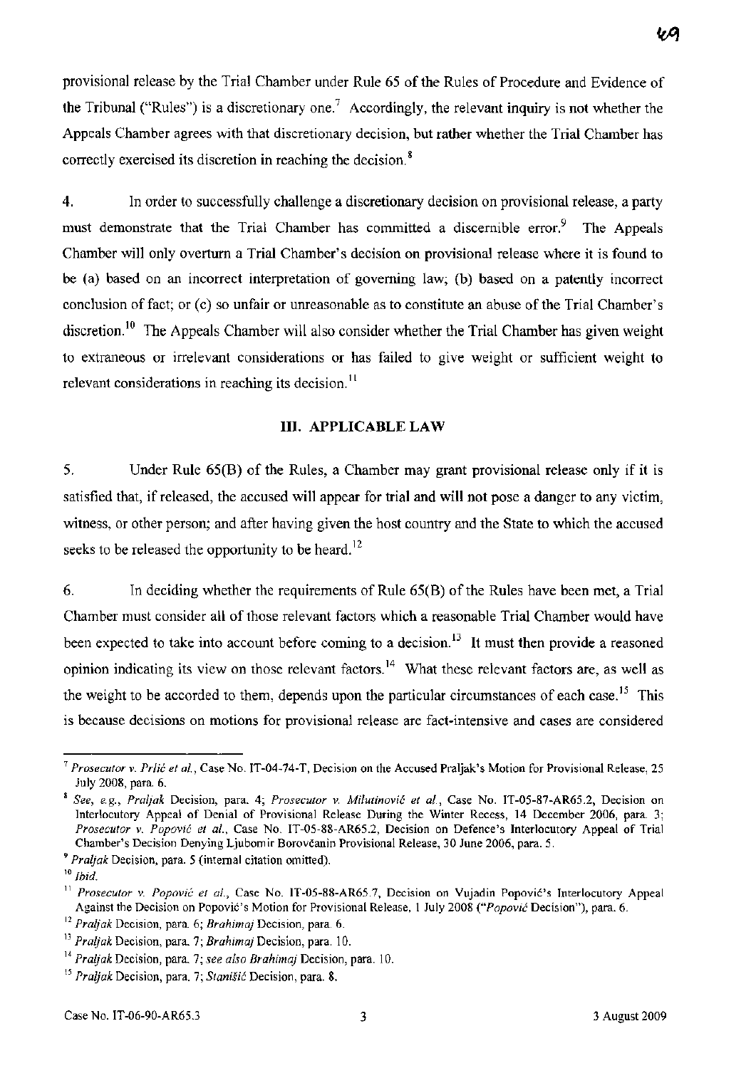provisional release by the Trial Chamber under Rule 65 of the Rules of Procedure and Evidence of the Tribunal ("Rules") is a discretionary one.[7] Accordingly, the relevant inquiry is not whether the Appeals Chamber agrees with that discretionary decision, but rather whether the Trial Chamber has correctly exercised its discretion in reaching the decision.[8]

4. In order to successfully challenge a discretionary decision on provisional release, a party must demonstrate that the Trial Chamber has committed a discernible error.[9] The Appeals Chamber will only overturn a Trial Chamber's decision on provisional release where it is found to be (a) based on an incorrect interpretation of governing law; (b) based on a patently incorrect conclusion of fact; or (c) so unfair or unreasonable as to constitute an abuse of the Trial Chamber's discretion.[10] The Appeals Chamber will also consider whether the Trial Chamber has given weight to extraneous or irrelevant considerations or has failed to give weight or sufficient weight to relevant considerations in reaching its decision.[11]

## III. APPLICABLE LAW

5. Under Rule 65(B) of the Rules, a Chamber may grant provisional release only if it is satisfied that, if released, the accused will appear for trial and will not pose a danger to any victim, witness, or other person; and after having given the host country and the State to which the accused seeks to be released the opportunity to be heard.[12]

6. In deciding whether the requirements of Rule 65(B) of the Rules have been met, a Trial Chamber must consider all of those relevant factors which a reasonable Trial Chamber would have been expected to take into account before coming to a decision.[13] It must then provide a reasoned opinion indicating its view on those relevant factors.[14] What these relevant factors are, as well as the weight to be accorded to them, depends upon the particular circumstances of each case.[15] This is because decisions on motions for provisional release are fact-intensive and cases are considered

---

[7] *Prosecutor v. Prlić et al.*, Case No. IT-04-74-T, Decision on the Accused Praljak's Motion for Provisional Release, 25 July 2008, para. 6.

[8] *See, e.g.*, *Praljak* Decision, para. 4; *Prosecutor v. Milutinović et al.*, Case No. IT-05-87-AR65.2, Decision on Interlocutory Appeal of Denial of Provisional Release During the Winter Recess, 14 December 2006, para. 3; *Prosecutor v. Popović et al.*, Case No. IT-05-88-AR65.2, Decision on Defence's Interlocutory Appeal of Trial Chamber's Decision Denying Ljubomir Borovčanin Provisional Release, 30 June 2006, para. 5.

[9] *Praljak* Decision, para. 5 (internal citation omitted).

[10] *Ibid.*

[11] *Prosecutor v. Popović et al.*, Case No. IT-05-88-AR65.7, Decision on Vujadin Popović's Interlocutory Appeal Against the Decision on Popović's Motion for Provisional Release, 1 July 2008 ("*Popović* Decision"), para. 6.

[12] *Praljak* Decision, para. 6; *Brahimaj* Decision, para. 6.

[13] *Praljak* Decision, para. 7; *Brahimaj* Decision, para. 10.

[14] *Praljak* Decision, para. 7; *see also Brahimaj* Decision, para. 10.

[15] *Praljak* Decision, para. 7; *Stanišić* Decision, para. 8.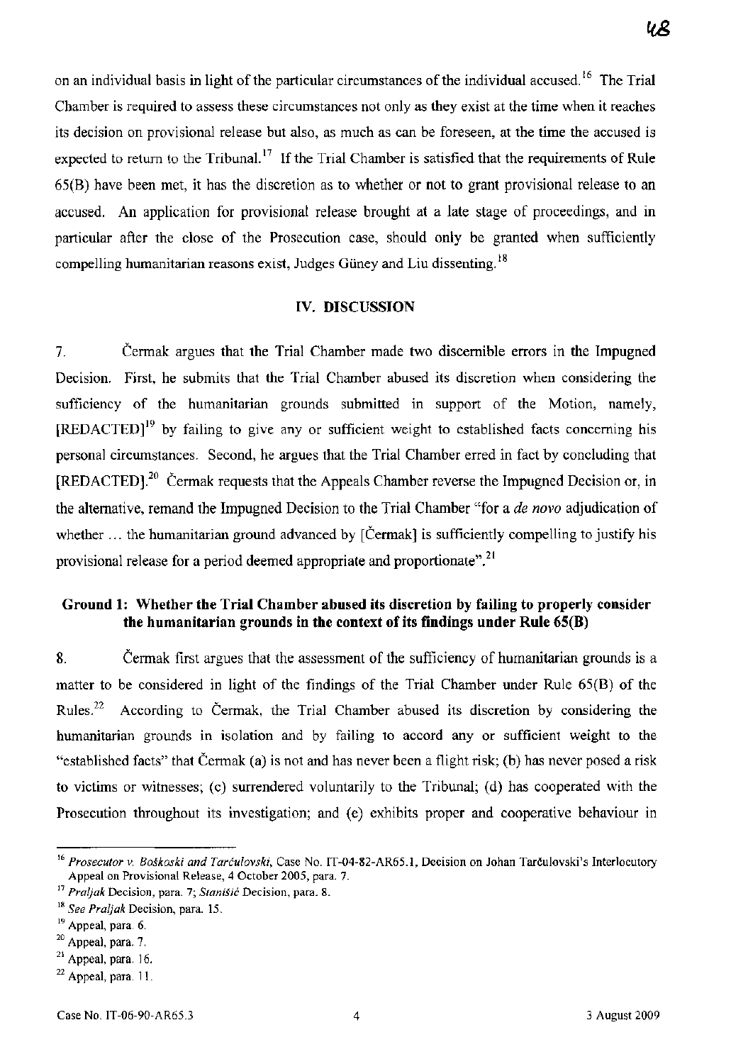on an individual basis in light of the particular circumstances of the individual accused.[16] The Trial Chamber is required to assess these circumstances not only as they exist at the time when it reaches its decision on provisional release but also, as much as can be foreseen, at the time the accused is expected to return to the Tribunal.[17] If the Trial Chamber is satisfied that the requirements of Rule 65(B) have been met, it has the discretion as to whether or not to grant provisional release to an accused. An application for provisional release brought at a late stage of proceedings, and in particular after the close of the Prosecution case, should only be granted when sufficiently compelling humanitarian reasons exist, Judges Güney and Liu dissenting.[18]

## IV. DISCUSSION

7. Čermak argues that the Trial Chamber made two discernible errors in the Impugned Decision. First, he submits that the Trial Chamber abused its discretion when considering the sufficiency of the humanitarian grounds submitted in support of the Motion, namely, [REDACTED][19] by failing to give any or sufficient weight to established facts concerning his personal circumstances. Second, he argues that the Trial Chamber erred in fact by concluding that [REDACTED].[20] Čermak requests that the Appeals Chamber reverse the Impugned Decision or, in the alternative, remand the Impugned Decision to the Trial Chamber "for a *de novo* adjudication of whether … the humanitarian ground advanced by [Čermak] is sufficiently compelling to justify his provisional release for a period deemed appropriate and proportionate".[21]

### Ground 1: Whether the Trial Chamber abused its discretion by failing to properly consider the humanitarian grounds in the context of its findings under Rule 65(B)

8. Čermak first argues that the assessment of the sufficiency of humanitarian grounds is a matter to be considered in light of the findings of the Trial Chamber under Rule 65(B) of the Rules.[22] According to Čermak, the Trial Chamber abused its discretion by considering the humanitarian grounds in isolation and by failing to accord any or sufficient weight to the "established facts" that Čermak (a) is not and has never been a flight risk; (b) has never posed a risk to victims or witnesses; (c) surrendered voluntarily to the Tribunal; (d) has cooperated with the Prosecution throughout its investigation; and (e) exhibits proper and cooperative behaviour in

---

[16] *Prosecutor v. Boškoski and Tarčulovski*, Case No. IT-04-82-AR65.1, Decision on Johan Tarčulovski's Interlocutory Appeal on Provisional Release, 4 October 2005, para. 7.

[17] *Praljak* Decision, para. 7; *Stanišić* Decision, para. 8.

[18] *See Praljak* Decision, para. 15.

[19] Appeal, para. 6.

[20] Appeal, para. 7.

[21] Appeal, para. 16.

[22] Appeal, para. 11.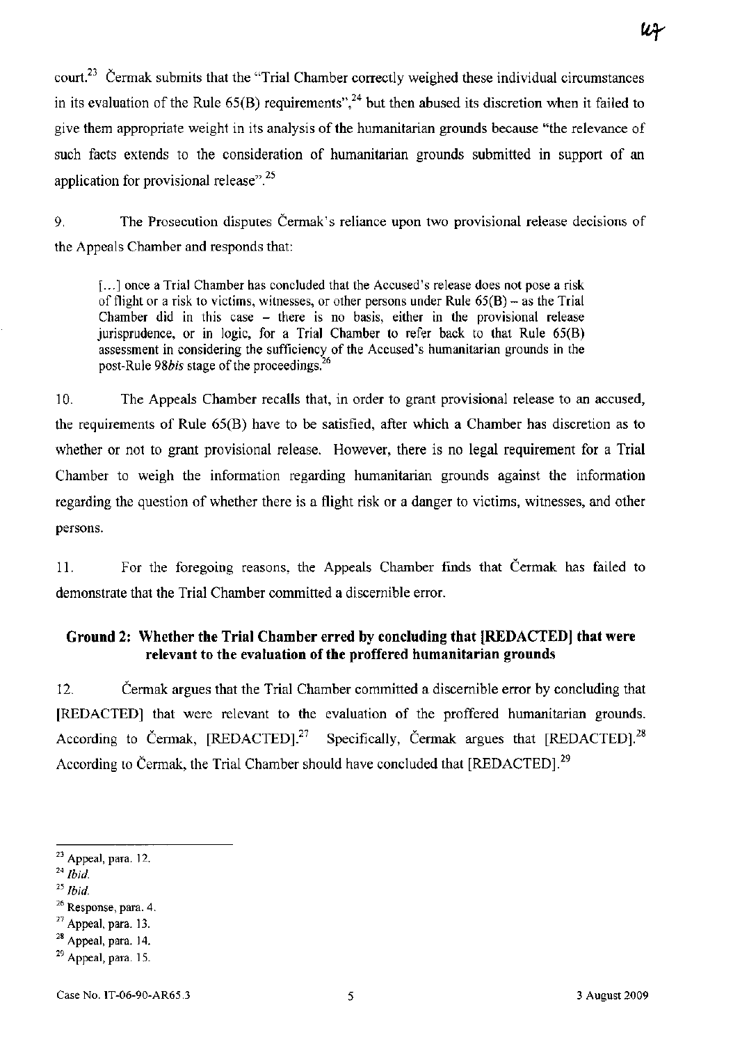court.[23] Čermak submits that the "Trial Chamber correctly weighed these individual circumstances in its evaluation of the Rule 65(B) requirements",[24] but then abused its discretion when it failed to give them appropriate weight in its analysis of the humanitarian grounds because "the relevance of such facts extends to the consideration of humanitarian grounds submitted in support of an application for provisional release".[25]

9. The Prosecution disputes Čermak's reliance upon two provisional release decisions of the Appeals Chamber and responds that:

> [...] once a Trial Chamber has concluded that the Accused's release does not pose a risk of flight or a risk to victims, witnesses, or other persons under Rule 65(B) – as the Trial Chamber did in this case – there is no basis, either in the provisional release jurisprudence, or in logic, for a Trial Chamber to refer back to that Rule 65(B) assessment in considering the sufficiency of the Accused's humanitarian grounds in the post-Rule 98*bis* stage of the proceedings.[26]

10. The Appeals Chamber recalls that, in order to grant provisional release to an accused, the requirements of Rule 65(B) have to be satisfied, after which a Chamber has discretion as to whether or not to grant provisional release. However, there is no legal requirement for a Trial Chamber to weigh the information regarding humanitarian grounds against the information regarding the question of whether there is a flight risk or a danger to victims, witnesses, and other persons.

11. For the foregoing reasons, the Appeals Chamber finds that Čermak has failed to demonstrate that the Trial Chamber committed a discernible error.

### Ground 2: Whether the Trial Chamber erred by concluding that [REDACTED] that were relevant to the evaluation of the proffered humanitarian grounds

12. Čermak argues that the Trial Chamber committed a discernible error by concluding that [REDACTED] that were relevant to the evaluation of the proffered humanitarian grounds. According to Čermak, [REDACTED].[27] Specifically, Čermak argues that [REDACTED].[28] According to Čermak, the Trial Chamber should have concluded that [REDACTED].[29]

---

[23] Appeal, para. 12.
[24] *Ibid.*
[25] *Ibid.*
[26] Response, para. 4.
[27] Appeal, para. 13.
[28] Appeal, para. 14.
[29] Appeal, para. 15.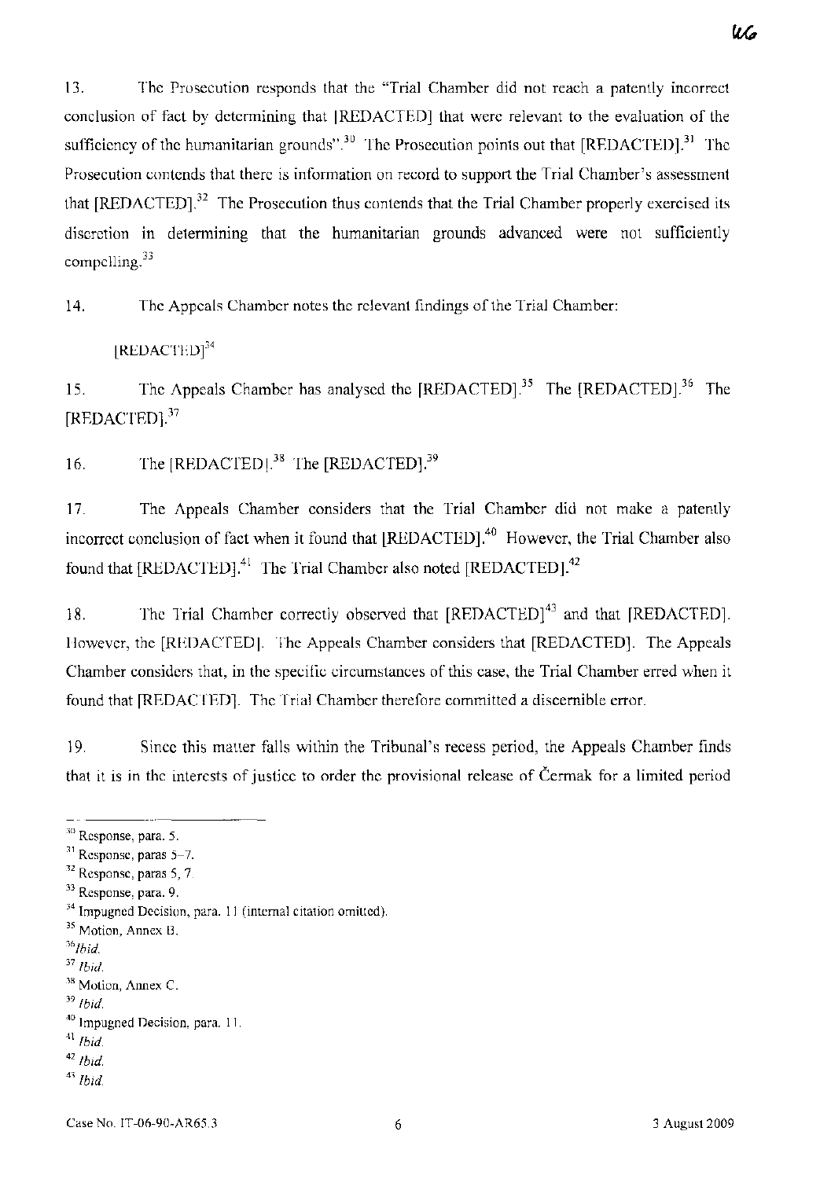13. The Prosecution responds that the "Trial Chamber did not reach a patently incorrect conclusion of fact by determining that [REDACTED] that were relevant to the evaluation of the sufficiency of the humanitarian grounds".[30] The Prosecution points out that [REDACTED].[31] The Prosecution contends that there is information on record to support the Trial Chamber's assessment that [REDACTED].[32] The Prosecution thus contends that the Trial Chamber properly exercised its discretion in determining that the humanitarian grounds advanced were not sufficiently compelling.[33]

14. The Appeals Chamber notes the relevant findings of the Trial Chamber:

> [REDACTED][34]

15. The Appeals Chamber has analysed the [REDACTED].[35] The [REDACTED].[36] The [REDACTED].[37]

16. The [REDACTED].[38] The [REDACTED].[39]

17. The Appeals Chamber considers that the Trial Chamber did not make a patently incorrect conclusion of fact when it found that [REDACTED].[40] However, the Trial Chamber also found that [REDACTED].[41] The Trial Chamber also noted [REDACTED].[42]

18. The Trial Chamber correctly observed that [REDACTED][43] and that [REDACTED]. However, the [REDACTED]. The Appeals Chamber considers that [REDACTED]. The Appeals Chamber considers that, in the specific circumstances of this case, the Trial Chamber erred when it found that [REDACTED]. The Trial Chamber therefore committed a discernible error.

19. Since this matter falls within the Tribunal's recess period, the Appeals Chamber finds that it is in the interests of justice to order the provisional release of Čermak for a limited period

---

[30] Response, para. 5.
[31] Response, paras 5–7.
[32] Response, paras 5, 7.
[33] Response, para. 9.
[34] Impugned Decision, para. 11 (internal citation omitted).
[35] Motion, Annex B.
[36] *Ibid.*
[37] *Ibid.*
[38] Motion, Annex C.
[39] *Ibid.*
[40] Impugned Decision, para. 11.
[41] *Ibid.*
[42] *Ibid.*
[43] *Ibid.*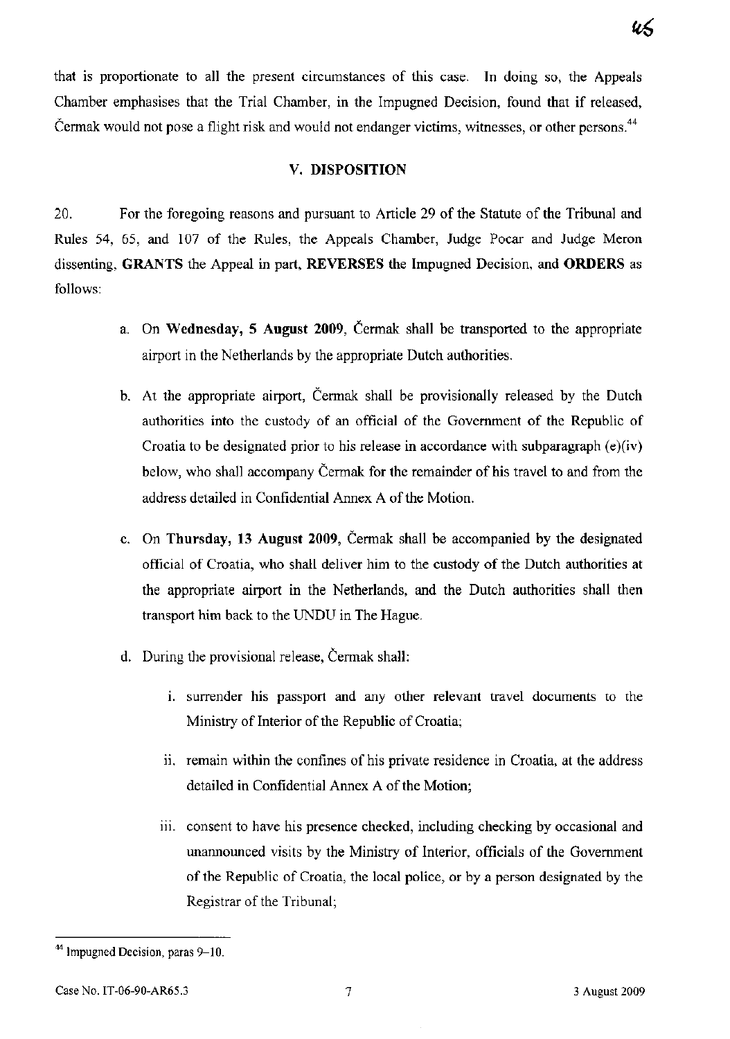that is proportionate to all the present circumstances of this case. In doing so, the Appeals Chamber emphasises that the Trial Chamber, in the Impugned Decision, found that if released, Čermak would not pose a flight risk and would not endanger victims, witnesses, or other persons.[44]

## V. DISPOSITION

20. For the foregoing reasons and pursuant to Article 29 of the Statute of the Tribunal and Rules 54, 65, and 107 of the Rules, the Appeals Chamber, Judge Pocar and Judge Meron dissenting, **GRANTS** the Appeal in part, **REVERSES** the Impugned Decision, and **ORDERS** as follows:

a. On **Wednesday, 5 August 2009**, Čermak shall be transported to the appropriate airport in the Netherlands by the appropriate Dutch authorities.

b. At the appropriate airport, Čermak shall be provisionally released by the Dutch authorities into the custody of an official of the Government of the Republic of Croatia to be designated prior to his release in accordance with subparagraph (e)(iv) below, who shall accompany Čermak for the remainder of his travel to and from the address detailed in Confidential Annex A of the Motion.

c. On **Thursday, 13 August 2009**, Čermak shall be accompanied by the designated official of Croatia, who shall deliver him to the custody of the Dutch authorities at the appropriate airport in the Netherlands, and the Dutch authorities shall then transport him back to the UNDU in The Hague.

d. During the provisional release, Čermak shall:

   i. surrender his passport and any other relevant travel documents to the Ministry of Interior of the Republic of Croatia;

   ii. remain within the confines of his private residence in Croatia, at the address detailed in Confidential Annex A of the Motion;

   iii. consent to have his presence checked, including checking by occasional and unannounced visits by the Ministry of Interior, officials of the Government of the Republic of Croatia, the local police, or by a person designated by the Registrar of the Tribunal;

---

[44] Impugned Decision, paras 9–10.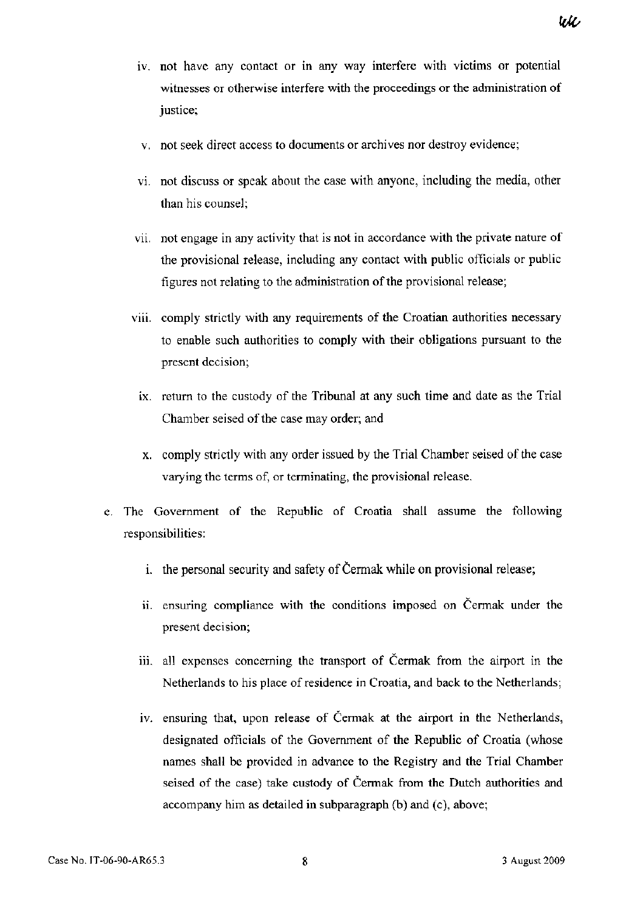iv. not have any contact or in any way interfere with victims or potential witnesses or otherwise interfere with the proceedings or the administration of justice;

v. not seek direct access to documents or archives nor destroy evidence;

vi. not discuss or speak about the case with anyone, including the media, other than his counsel;

vii. not engage in any activity that is not in accordance with the private nature of the provisional release, including any contact with public officials or public figures not relating to the administration of the provisional release;

viii. comply strictly with any requirements of the Croatian authorities necessary to enable such authorities to comply with their obligations pursuant to the present decision;

ix. return to the custody of the Tribunal at any such time and date as the Trial Chamber seised of the case may order; and

x. comply strictly with any order issued by the Trial Chamber seised of the case varying the terms of, or terminating, the provisional release.

e. The Government of the Republic of Croatia shall assume the following responsibilities:

i. the personal security and safety of Čermak while on provisional release;

ii. ensuring compliance with the conditions imposed on Čermak under the present decision;

iii. all expenses concerning the transport of Čermak from the airport in the Netherlands to his place of residence in Croatia, and back to the Netherlands;

iv. ensuring that, upon release of Čermak at the airport in the Netherlands, designated officials of the Government of the Republic of Croatia (whose names shall be provided in advance to the Registry and the Trial Chamber seised of the case) take custody of Čermak from the Dutch authorities and accompany him as detailed in subparagraph (b) and (c), above;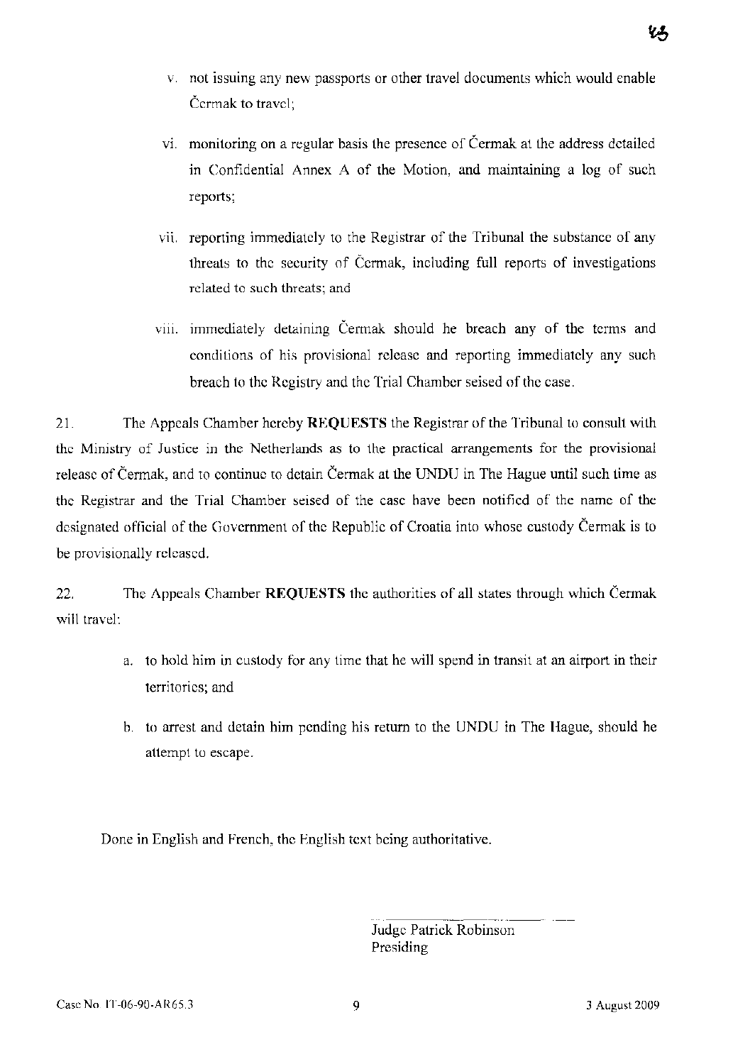v. not issuing any new passports or other travel documents which would enable Čermak to travel;

vi. monitoring on a regular basis the presence of Čermak at the address detailed in Confidential Annex A of the Motion, and maintaining a log of such reports;

vii. reporting immediately to the Registrar of the Tribunal the substance of any threats to the security of Čermak, including full reports of investigations related to such threats; and

viii. immediately detaining Čermak should he breach any of the terms and conditions of his provisional release and reporting immediately any such breach to the Registry and the Trial Chamber seised of the case.

21. The Appeals Chamber hereby **REQUESTS** the Registrar of the Tribunal to consult with the Ministry of Justice in the Netherlands as to the practical arrangements for the provisional release of Čermak, and to continue to detain Čermak at the UNDU in The Hague until such time as the Registrar and the Trial Chamber seised of the case have been notified of the name of the designated official of the Government of the Republic of Croatia into whose custody Čermak is to be provisionally released.

22. The Appeals Chamber **REQUESTS** the authorities of all states through which Čermak will travel:

a. to hold him in custody for any time that he will spend in transit at an airport in their territories; and

b. to arrest and detain him pending his return to the UNDU in The Hague, should he attempt to escape.

Done in English and French, the English text being authoritative.

Judge Patrick Robinson
Presiding

Case No. IT-06-90-AR65.3 — 3 August 2009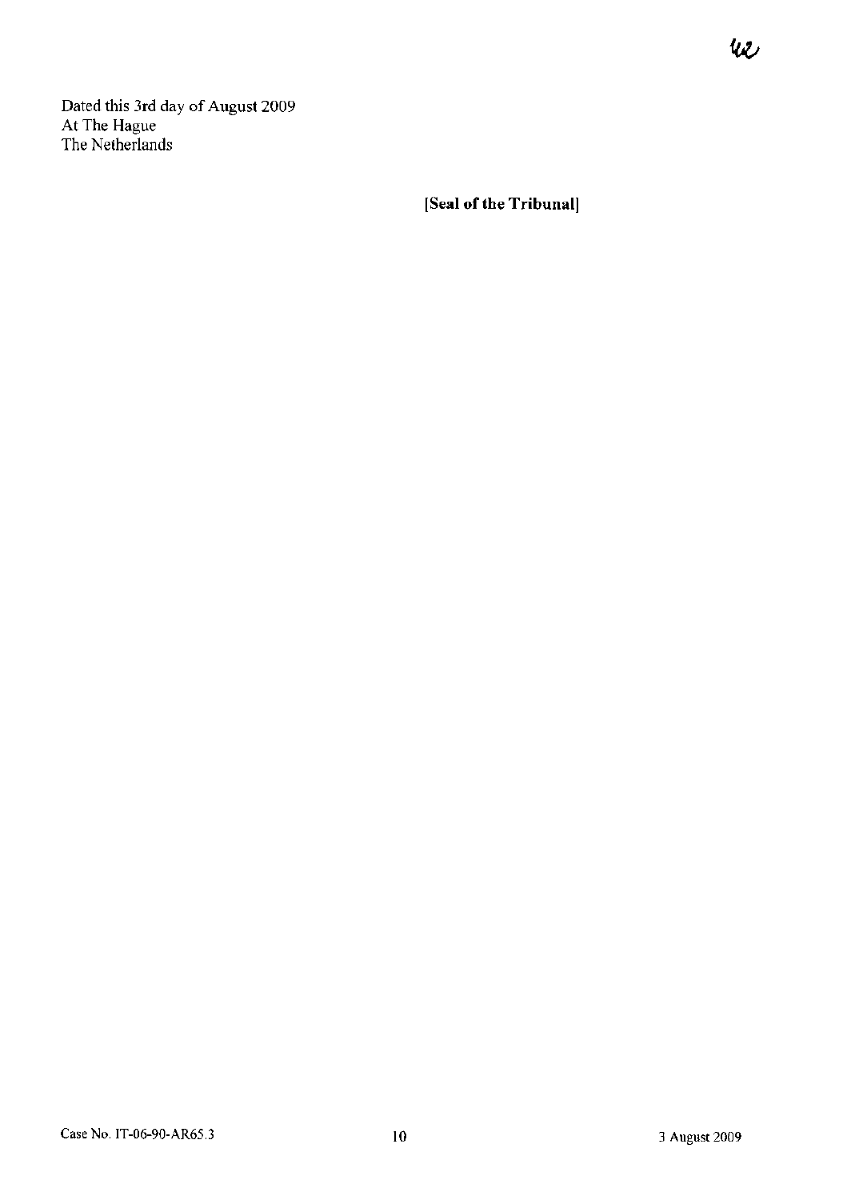Dated this 3rd day of August 2009
At The Hague
The Netherlands

**[Seal of the Tribunal]**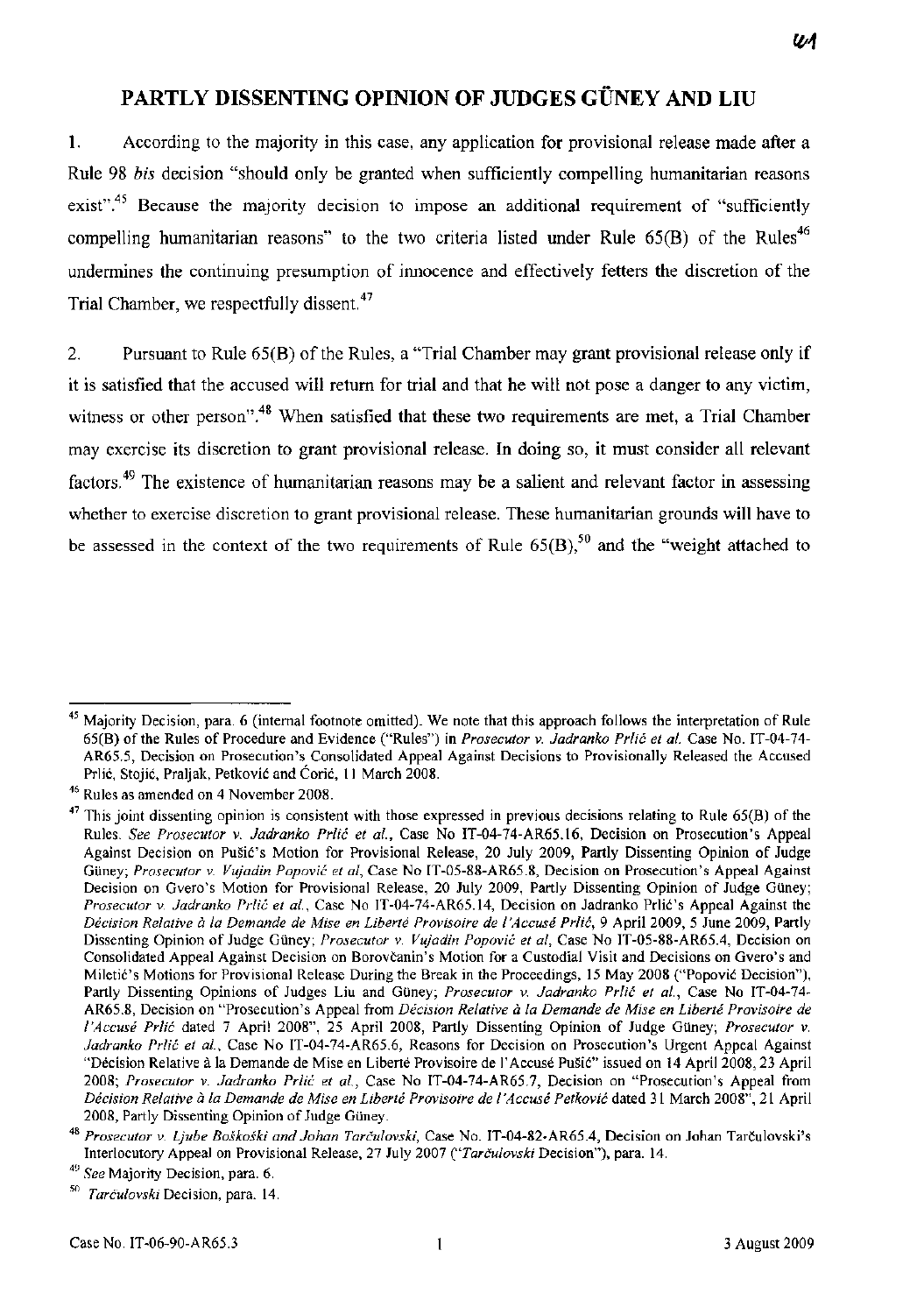## PARTLY DISSENTING OPINION OF JUDGES GÜNEY AND LIU

1. According to the majority in this case, any application for provisional release made after a Rule 98 *bis* decision "should only be granted when sufficiently compelling humanitarian reasons exist".[45] Because the majority decision to impose an additional requirement of "sufficiently compelling humanitarian reasons" to the two criteria listed under Rule 65(B) of the Rules[46] undermines the continuing presumption of innocence and effectively fetters the discretion of the Trial Chamber, we respectfully dissent.[47]

2. Pursuant to Rule 65(B) of the Rules, a "Trial Chamber may grant provisional release only if it is satisfied that the accused will return for trial and that he will not pose a danger to any victim, witness or other person".[48] When satisfied that these two requirements are met, a Trial Chamber may exercise its discretion to grant provisional release. In doing so, it must consider all relevant factors.[49] The existence of humanitarian reasons may be a salient and relevant factor in assessing whether to exercise discretion to grant provisional release. These humanitarian grounds will have to be assessed in the context of the two requirements of Rule 65(B),[50] and the "weight attached to

---

[45] Majority Decision, para. 6 (internal footnote omitted). We note that this approach follows the interpretation of Rule 65(B) of the Rules of Procedure and Evidence ("Rules") in *Prosecutor v. Jadranko Prlić et al.* Case No. IT-04-74-AR65.5, Decision on Prosecution's Consolidated Appeal Against Decisions to Provisionally Released the Accused Prlić, Stojić, Praljak, Petković and Ćorić, 11 March 2008.

[46] Rules as amended on 4 November 2008.

[47] This joint dissenting opinion is consistent with those expressed in previous decisions relating to Rule 65(B) of the Rules. *See Prosecutor v. Jadranko Prlić et al.*, Case No IT-04-74-AR65.16, Decision on Prosecution's Appeal Against Decision on Pušić's Motion for Provisional Release, 20 July 2009, Partly Dissenting Opinion of Judge Güney; *Prosecutor v. Vujadin Popović et al*, Case No IT-05-88-AR65.8, Decision on Prosecution's Appeal Against Decision on Gvero's Motion for Provisional Release, 20 July 2009, Partly Dissenting Opinion of Judge Güney; *Prosecutor v. Jadranko Prlić et al.*, Case No IT-04-74-AR65.14, Decision on Jadranko Prlić's Appeal Against the *Décision Relative à la Demande de Mise en Liberté Provisoire de l'Accusé Prlić*, 9 April 2009, 5 June 2009, Partly Dissenting Opinion of Judge Güney; *Prosecutor v. Vujadin Popović et al*, Case No IT-05-88-AR65.4, Decision on Consolidated Appeal Against Decision on Borovčanin's Motion for a Custodial Visit and Decisions on Gvero's and Miletić's Motions for Provisional Release During the Break in the Proceedings, 15 May 2008 ("Popović Decision"), Partly Dissenting Opinions of Judges Liu and Güney; *Prosecutor v. Jadranko Prlić et al.*, Case No IT-04-74-AR65.8, Decision on "Prosecution's Appeal from *Décision Relative à la Demande de Mise en Liberté Provisoire de l'Accusé Prlić* dated 7 April 2008", 25 April 2008, Partly Dissenting Opinion of Judge Güney; *Prosecutor v. Jadranko Prlić et al.*, Case No IT-04-74-AR65.6, Reasons for Decision on Prosecution's Urgent Appeal Against "Décision Relative à la Demande de Mise en Liberté Provisoire de l'Accusé Pušić" issued on 14 April 2008, 23 April 2008; *Prosecutor v. Jadranko Prlić et al.*, Case No IT-04-74-AR65.7, Decision on "Prosecution's Appeal from *Décision Relative à la Demande de Mise en Liberté Provisoire de l'Accusé Petković* dated 31 March 2008", 21 April 2008, Partly Dissenting Opinion of Judge Güney.

[48] *Prosecutor v. Ljube Boškoski and Johan Tarčulovski*, Case No. IT-04-82-AR65.4, Decision on Johan Tarčulovski's Interlocutory Appeal on Provisional Release, 27 July 2007 ("*Tarčulovski* Decision"), para. 14.

[49] *See* Majority Decision, para. 6.

[50] *Tarčulovski* Decision, para. 14.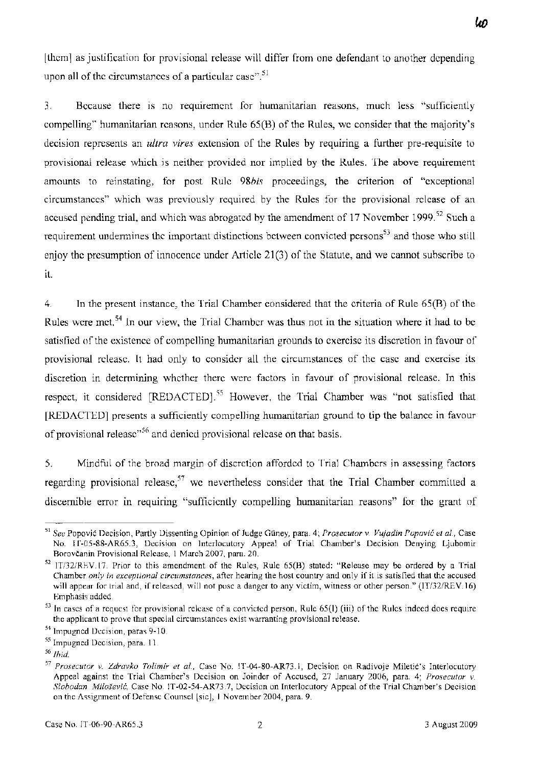[them] as justification for provisional release will differ from one defendant to another depending upon all of the circumstances of a particular case".[51]

3. Because there is no requirement for humanitarian reasons, much less "sufficiently compelling" humanitarian reasons, under Rule 65(B) of the Rules, we consider that the majority's decision represents an *ultra vires* extension of the Rules by requiring a further pre-requisite to provisional release which is neither provided nor implied by the Rules. The above requirement amounts to reinstating, for post Rule 98*bis* proceedings, the criterion of "exceptional circumstances" which was previously required by the Rules for the provisional release of an accused pending trial, and which was abrogated by the amendment of 17 November 1999.[52] Such a requirement undermines the important distinctions between convicted persons[53] and those who still enjoy the presumption of innocence under Article 21(3) of the Statute, and we cannot subscribe to it.

4. In the present instance, the Trial Chamber considered that the criteria of Rule 65(B) of the Rules were met.[54] In our view, the Trial Chamber was thus not in the situation where it had to be satisfied of the existence of compelling humanitarian grounds to exercise its discretion in favour of provisional release. It had only to consider all the circumstances of the case and exercise its discretion in determining whether there were factors in favour of provisional release. In this respect, it considered [REDACTED].[55] However, the Trial Chamber was "not satisfied that [REDACTED] presents a sufficiently compelling humanitarian ground to tip the balance in favour of provisional release"[56] and denied provisional release on that basis.

5. Mindful of the broad margin of discretion afforded to Trial Chambers in assessing factors regarding provisional release,[57] we nevertheless consider that the Trial Chamber committed a discernible error in requiring "sufficiently compelling humanitarian reasons" for the grant of

---

[51] *See* Popović Decision, Partly Dissenting Opinion of Judge Güney, para. 4; *Prosecutor v. Vujadin Popović et al.*, Case No. IT-05-88-AR65.3, Decision on Interlocutory Appeal of Trial Chamber's Decision Denying Ljubomir Borovčanin Provisional Release, 1 March 2007, para. 20.

[52] IT/32/REV.17. Prior to this amendment of the Rules, Rule 65(B) stated: "Release may be ordered by a Trial Chamber *only in exceptional circumstances*, after hearing the host country and only if it is satisfied that the accused will appear for trial and, if released, will not pose a danger to any victim, witness or other person." (IT/32/REV.16) Emphasis added.

[53] In cases of a request for provisional release of a convicted person, Rule 65(I) (iii) of the Rules indeed does require the applicant to prove that special circumstances exist warranting provisional release.

[54] Impugned Decision, paras 9-10.

[55] Impugned Decision, para. 11.

[56] *Ibid.*

[57] *Prosecutor v. Zdravko Tolimir et al.*, Case No. IT-04-80-AR73.1, Decision on Radivoje Miletić's Interlocutory Appeal against the Trial Chamber's Decision on Joinder of Accused, 27 January 2006, para. 4; *Prosecutor v. Slobodan Milošević*, Case No. IT-02-54-AR73.7, Decision on Interlocutory Appeal of the Trial Chamber's Decision on the Assignment of Defense Counsel [sic], 1 November 2004, para. 9.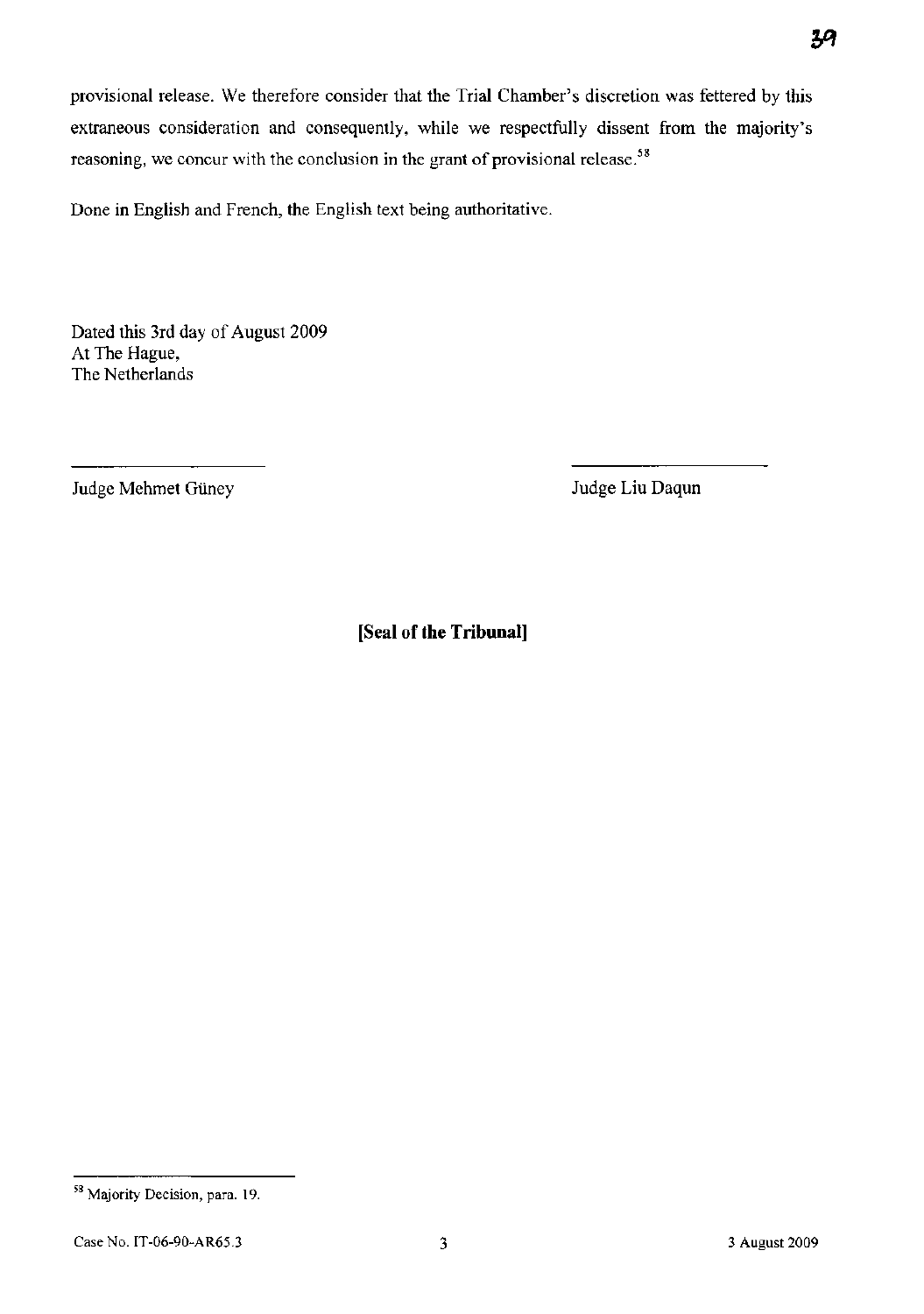provisional release. We therefore consider that the Trial Chamber's discretion was fettered by this extraneous consideration and consequently, while we respectfully dissent from the majority's reasoning, we concur with the conclusion in the grant of provisional release.[58]

Done in English and French, the English text being authoritative.

Dated this 3rd day of August 2009
At The Hague,
The Netherlands

Judge Mehmet Güney

Judge Liu Daqun

**[Seal of the Tribunal]**

---

[58] Majority Decision, para. 19.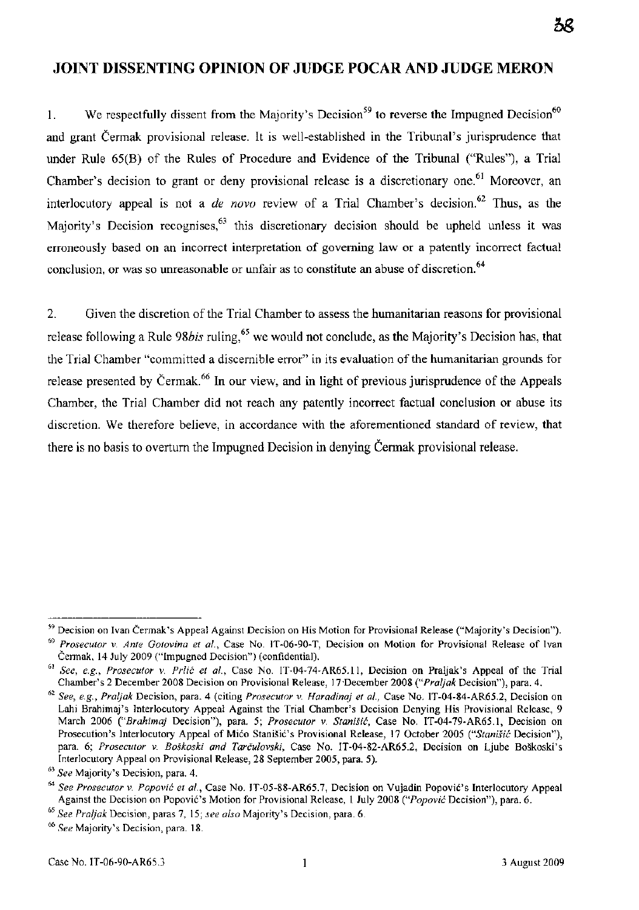## JOINT DISSENTING OPINION OF JUDGE POCAR AND JUDGE MERON

1. We respectfully dissent from the Majority's Decision[59] to reverse the Impugned Decision[60] and grant Čermak provisional release. It is well-established in the Tribunal's jurisprudence that under Rule 65(B) of the Rules of Procedure and Evidence of the Tribunal ("Rules"), a Trial Chamber's decision to grant or deny provisional release is a discretionary one.[61] Moreover, an interlocutory appeal is not a *de novo* review of a Trial Chamber's decision.[62] Thus, as the Majority's Decision recognises,[63] this discretionary decision should be upheld unless it was erroneously based on an incorrect interpretation of governing law or a patently incorrect factual conclusion, or was so unreasonable or unfair as to constitute an abuse of discretion.[64]

2. Given the discretion of the Trial Chamber to assess the humanitarian reasons for provisional release following a Rule 98*bis* ruling,[65] we would not conclude, as the Majority's Decision has, that the Trial Chamber "committed a discernible error" in its evaluation of the humanitarian grounds for release presented by Čermak.[66] In our view, and in light of previous jurisprudence of the Appeals Chamber, the Trial Chamber did not reach any patently incorrect factual conclusion or abuse its discretion. We therefore believe, in accordance with the aforementioned standard of review, that there is no basis to overturn the Impugned Decision in denying Čermak provisional release.

---

[59] Decision on Ivan Čermak's Appeal Against Decision on His Motion for Provisional Release ("Majority's Decision").

[60] *Prosecutor v. Ante Gotovina et al.*, Case No. IT-06-90-T, Decision on Motion for Provisional Release of Ivan Čermak, 14 July 2009 ("Impugned Decision") (confidential).

[61] *See, e.g., Prosecutor v. Prlić et al.*, Case No. IT-04-74-AR65.11, Decision on Praljak's Appeal of the Trial Chamber's 2 December 2008 Decision on Provisional Release, 17 December 2008 ("*Praljak* Decision"), para. 4.

[62] *See, e.g., Praljak* Decision, para. 4 (citing *Prosecutor v. Haradinaj et al.*, Case No. IT-04-84-AR65.2, Decision on Lahi Brahimaj's Interlocutory Appeal Against the Trial Chamber's Decision Denying His Provisional Release, 9 March 2006 ("*Brahimaj* Decision"), para. 5; *Prosecutor v. Stanišić*, Case No. IT-04-79-AR65.1, Decision on Prosecution's Interlocutory Appeal of Mićo Stanišić's Provisional Release, 17 October 2005 ("*Stanišić* Decision"), para. 6; *Prosecutor v. Boškoski and Tarčulovski*, Case No. IT-04-82-AR65.2, Decision on Ljube Boškoski's Interlocutory Appeal on Provisional Release, 28 September 2005, para. 5).

[63] *See* Majority's Decision, para. 4.

[64] *See Prosecutor v. Popović et al.*, Case No. IT-05-88-AR65.7, Decision on Vujadin Popović's Interlocutory Appeal Against the Decision on Popović's Motion for Provisional Release, 1 July 2008 ("*Popović* Decision"), para. 6.

[65] *See Praljak* Decision, paras 7, 15; *see also* Majority's Decision, para. 6.

[66] *See* Majority's Decision, para. 18.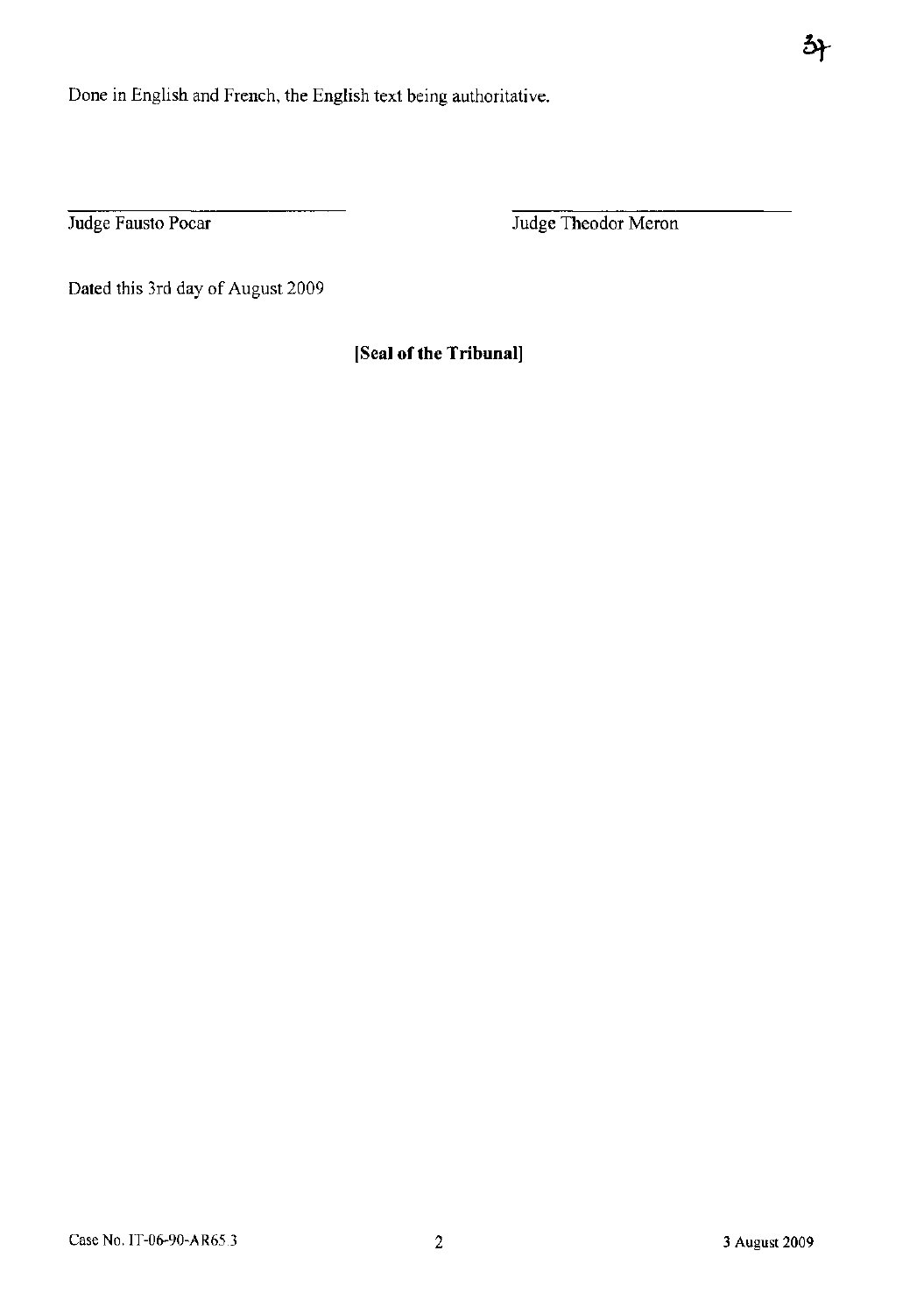Done in English and French, the English text being authoritative.

| | |
|---|---|
| \_\_\_\_\_\_\_\_\_\_\_\_\_\_\_\_\_\_\_\_ | \_\_\_\_\_\_\_\_\_\_\_\_\_\_\_\_\_\_\_\_ |
| Judge Fausto Pocar | Judge Theodor Meron |

Dated this 3rd day of August 2009

**[Seal of the Tribunal]**